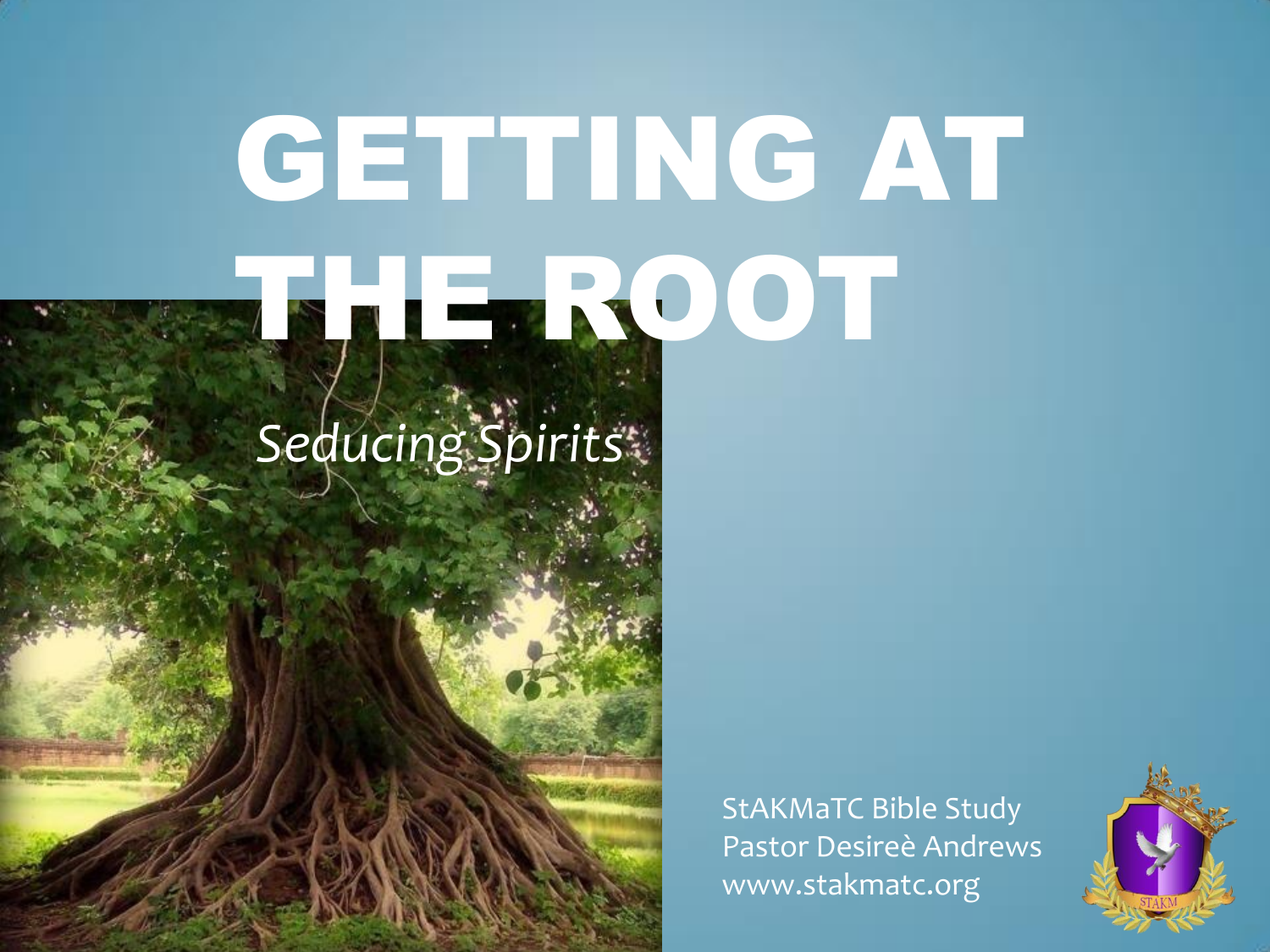# GETTING AT THE ROOT

*Seducing Spirits*

StAKMaTC Bible Study
Pastor Desireè Andrews
www.stakmatc.org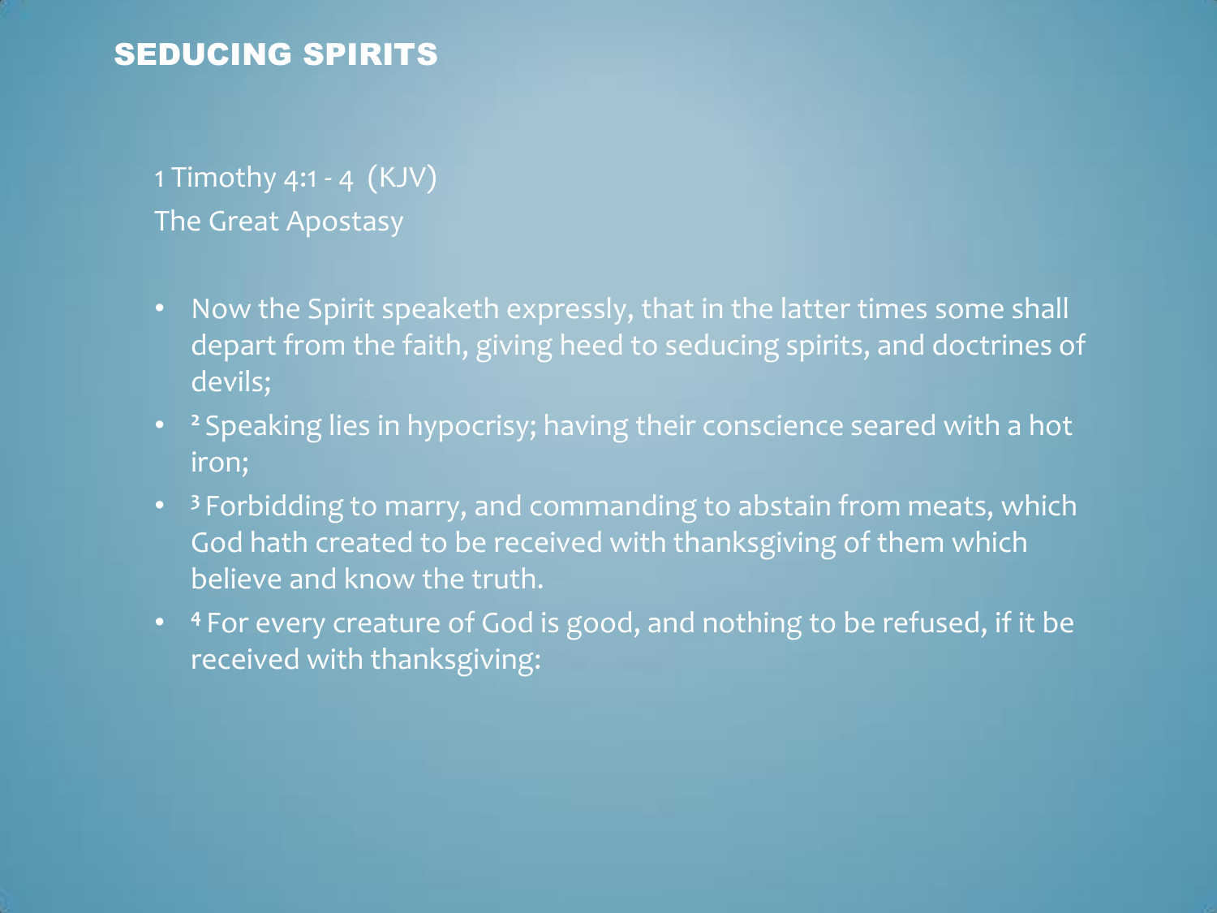# SEDUCING SPIRITS

1 Timothy 4:1 - 4 (KJV)

The Great Apostasy

- Now the Spirit speaketh expressly, that in the latter times some shall depart from the faith, giving heed to seducing spirits, and doctrines of devils;
- [2] Speaking lies in hypocrisy; having their conscience seared with a hot iron;
- [3] Forbidding to marry, and commanding to abstain from meats, which God hath created to be received with thanksgiving of them which believe and know the truth.
- [4] For every creature of God is good, and nothing to be refused, if it be received with thanksgiving: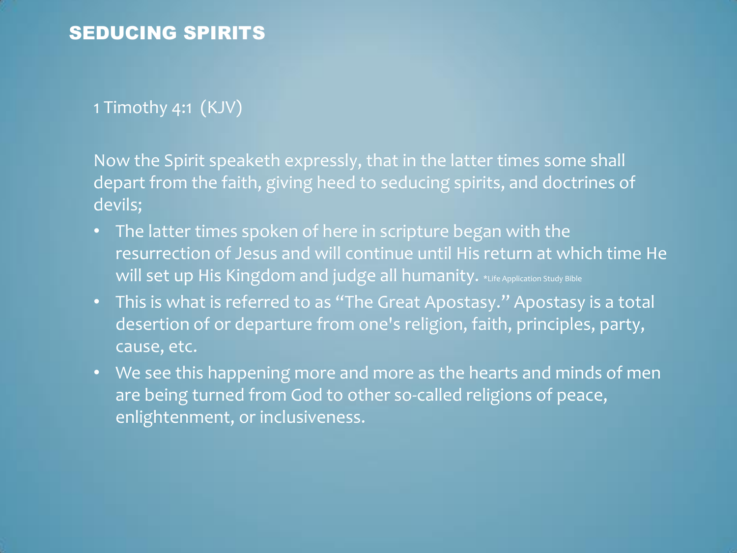# SEDUCING SPIRITS

1 Timothy 4:1 (KJV)

Now the Spirit speaketh expressly, that in the latter times some shall depart from the faith, giving heed to seducing spirits, and doctrines of devils;

- The latter times spoken of here in scripture began with the resurrection of Jesus and will continue until His return at which time He will set up His Kingdom and judge all humanity. *Life Application Study Bible
- This is what is referred to as "The Great Apostasy." Apostasy is a total desertion of or departure from one's religion, faith, principles, party, cause, etc.
- We see this happening more and more as the hearts and minds of men are being turned from God to other so-called religions of peace, enlightenment, or inclusiveness.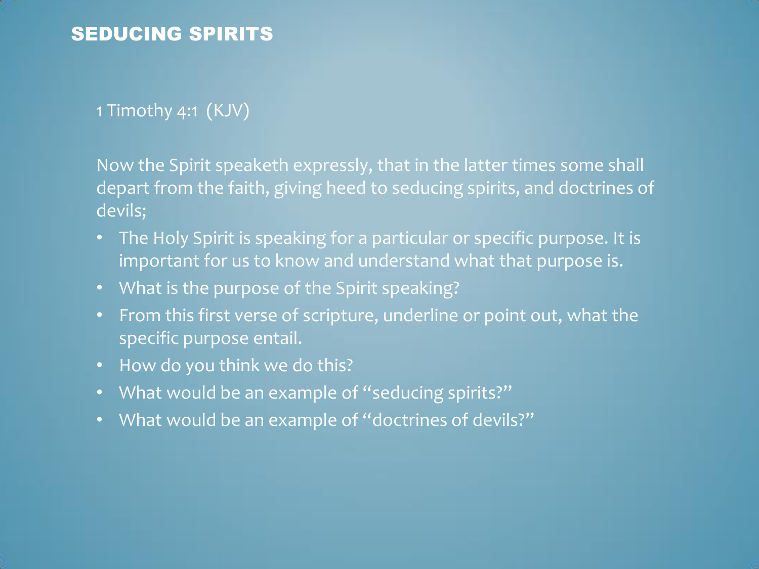# SEDUCING SPIRITS

1 Timothy 4:1 (KJV)

Now the Spirit speaketh expressly, that in the latter times some shall depart from the faith, giving heed to seducing spirits, and doctrines of devils;

- The Holy Spirit is speaking for a particular or specific purpose. It is important for us to know and understand what that purpose is.
- What is the purpose of the Spirit speaking?
- From this first verse of scripture, underline or point out, what the specific purpose entail.
- How do you think we do this?
- What would be an example of "seducing spirits?"
- What would be an example of "doctrines of devils?"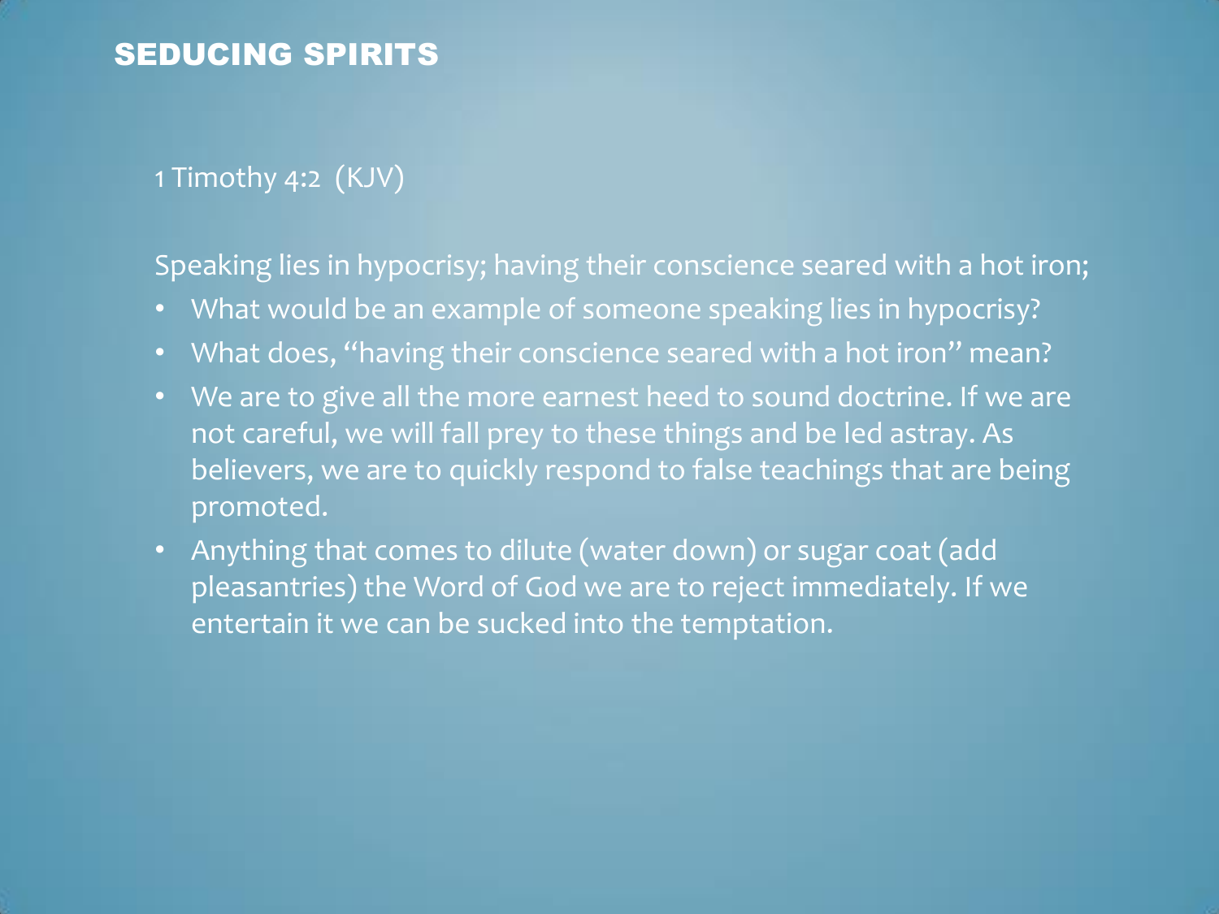# SEDUCING SPIRITS

1 Timothy 4:2 (KJV)

Speaking lies in hypocrisy; having their conscience seared with a hot iron;

- What would be an example of someone speaking lies in hypocrisy?
- What does, "having their conscience seared with a hot iron" mean?
- We are to give all the more earnest heed to sound doctrine. If we are not careful, we will fall prey to these things and be led astray. As believers, we are to quickly respond to false teachings that are being promoted.
- Anything that comes to dilute (water down) or sugar coat (add pleasantries) the Word of God we are to reject immediately. If we entertain it we can be sucked into the temptation.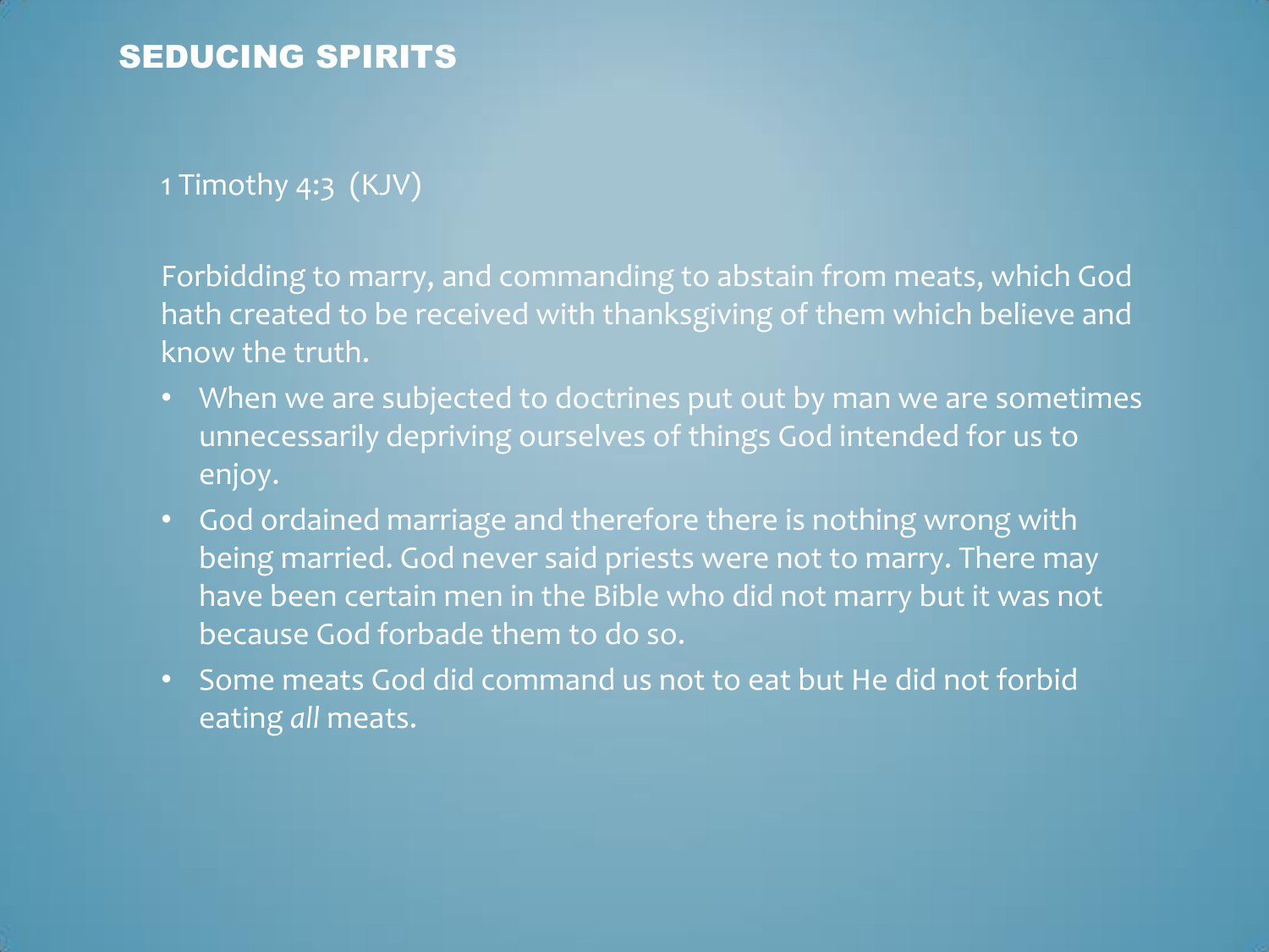# SEDUCING SPIRITS

1 Timothy 4:3 (KJV)

Forbidding to marry, and commanding to abstain from meats, which God hath created to be received with thanksgiving of them which believe and know the truth.

- When we are subjected to doctrines put out by man we are sometimes unnecessarily depriving ourselves of things God intended for us to enjoy.
- God ordained marriage and therefore there is nothing wrong with being married. God never said priests were not to marry. There may have been certain men in the Bible who did not marry but it was not because God forbade them to do so.
- Some meats God did command us not to eat but He did not forbid eating *all* meats.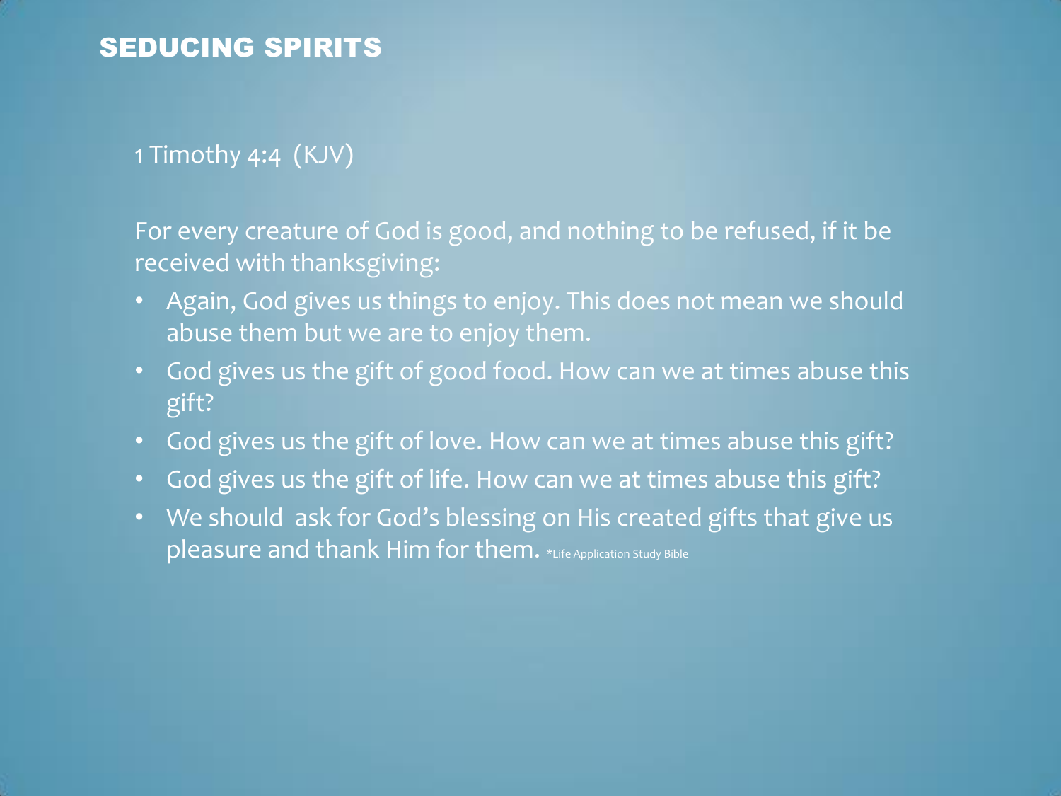# SEDUCING SPIRITS

1 Timothy 4:4 (KJV)

For every creature of God is good, and nothing to be refused, if it be received with thanksgiving:

- Again, God gives us things to enjoy. This does not mean we should abuse them but we are to enjoy them.
- God gives us the gift of good food. How can we at times abuse this gift?
- God gives us the gift of love. How can we at times abuse this gift?
- God gives us the gift of life. How can we at times abuse this gift?
- We should ask for God's blessing on His created gifts that give us pleasure and thank Him for them. *Life Application Study Bible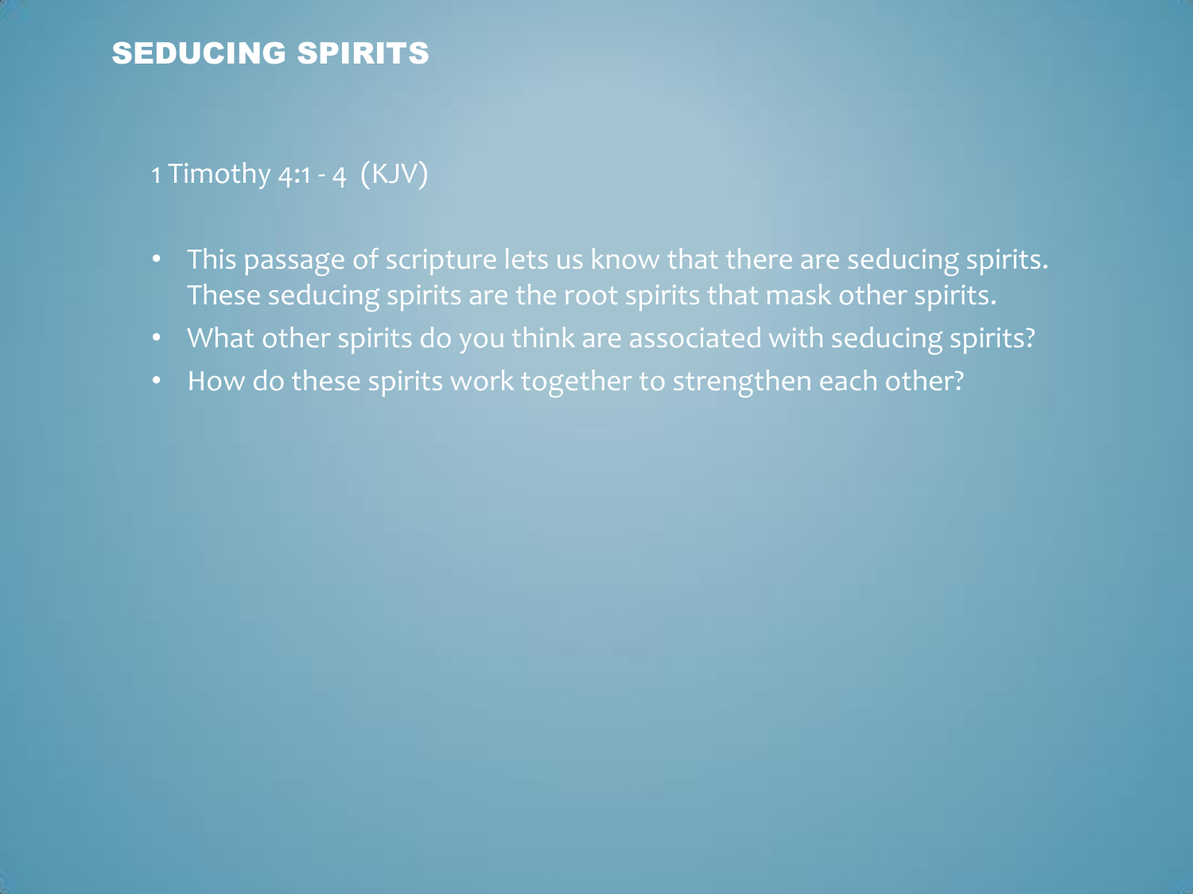# SEDUCING SPIRITS

1 Timothy 4:1 - 4 (KJV)

- This passage of scripture lets us know that there are seducing spirits. These seducing spirits are the root spirits that mask other spirits.
- What other spirits do you think are associated with seducing spirits?
- How do these spirits work together to strengthen each other?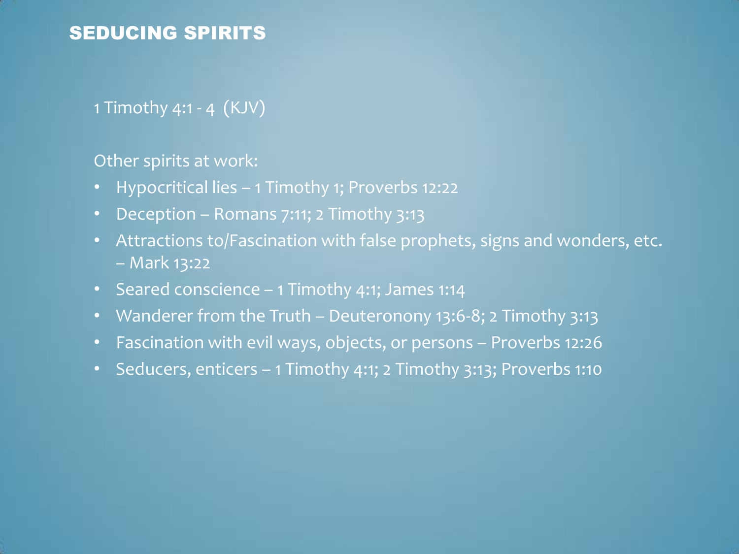# SEDUCING SPIRITS

1 Timothy 4:1 - 4 (KJV)

Other spirits at work:

- Hypocritical lies – 1 Timothy 1; Proverbs 12:22
- Deception – Romans 7:11; 2 Timothy 3:13
- Attractions to/Fascination with false prophets, signs and wonders, etc. – Mark 13:22
- Seared conscience – 1 Timothy 4:1; James 1:14
- Wanderer from the Truth – Deuteronony 13:6-8; 2 Timothy 3:13
- Fascination with evil ways, objects, or persons – Proverbs 12:26
- Seducers, enticers – 1 Timothy 4:1; 2 Timothy 3:13; Proverbs 1:10